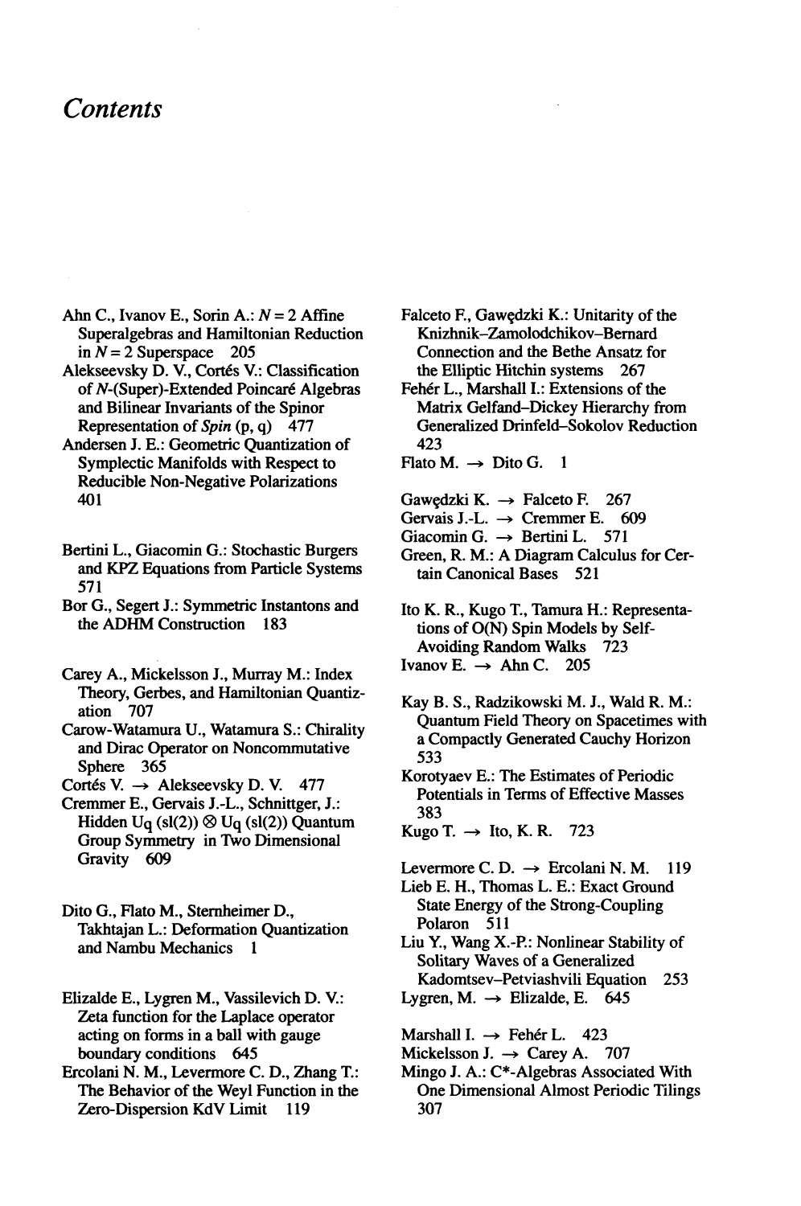# *Contents*

Ahn C., Ivanov E., Sorin A.: $N = 2$ Affine Superalgebras and Hamiltonian Reduction in $N = 2$ Superspace 205

Alekseevsky D. V., Cortés V.: Classification of $N$-(Super)-Extended Poincaré Algebras and Bilinear Invariants of the Spinor Representation of *Spin* (p, q) 477

Andersen J. E.: Geometric Quantization of Symplectic Manifolds with Respect to Reducible Non-Negative Polarizations 401

Bertini L., Giacomin G.: Stochastic Burgers and KPZ Equations from Particle Systems 571

Bor G., Segert J.: Symmetric Instantons and the ADHM Construction 183

Carey A., Mickelsson J., Murray M.: Index Theory, Gerbes, and Hamiltonian Quantization 707

Carow-Watamura U., Watamura S.: Chirality and Dirac Operator on Noncommutative Sphere 365

Cortés V. → Alekseevsky D. V. 477

Cremmer E., Gervais J.-L., Schnittger, J.: Hidden Uq (sl(2)) ⊗ Uq (sl(2)) Quantum Group Symmetry in Two Dimensional Gravity 609

Dito G., Flato M., Sternheimer D., Takhtajan L.: Deformation Quantization and Nambu Mechanics 1

Elizalde E., Lygren M., Vassilevich D. V.: Zeta function for the Laplace operator acting on forms in a ball with gauge boundary conditions 645

Ercolani N. M., Levermore C. D., Zhang T.: The Behavior of the Weyl Function in the Zero-Dispersion KdV Limit 119

Falceto F., Gawędzki K.: Unitarity of the Knizhnik–Zamolodchikov–Bernard Connection and the Bethe Ansatz for the Elliptic Hitchin systems 267

Fehér L., Marshall I.: Extensions of the Matrix Gelfand–Dickey Hierarchy from Generalized Drinfeld–Sokolov Reduction 423

Flato M. → Dito G. 1

Gawędzki K. → Falceto F. 267

Gervais J.-L. → Cremmer E. 609

Giacomin G. → Bertini L. 571

Green, R. M.: A Diagram Calculus for Certain Canonical Bases 521

Ito K. R., Kugo T., Tamura H.: Representations of O(N) Spin Models by Self-Avoiding Random Walks 723

Ivanov E. → Ahn C. 205

Kay B. S., Radzikowski M. J., Wald R. M.: Quantum Field Theory on Spacetimes with a Compactly Generated Cauchy Horizon 533

Korotyaev E.: The Estimates of Periodic Potentials in Terms of Effective Masses 383

Kugo T. → Ito, K. R. 723

Levermore C. D. → Ercolani N. M. 119

Lieb E. H., Thomas L. E.: Exact Ground State Energy of the Strong-Coupling Polaron 511

Liu Y., Wang X.-P.: Nonlinear Stability of Solitary Waves of a Generalized Kadomtsev–Petviashvili Equation 253

Lygren, M. → Elizalde, E. 645

Marshall I. → Fehér L. 423

Mickelsson J. → Carey A. 707

Mingo J. A.: C*-Algebras Associated With One Dimensional Almost Periodic Tilings 307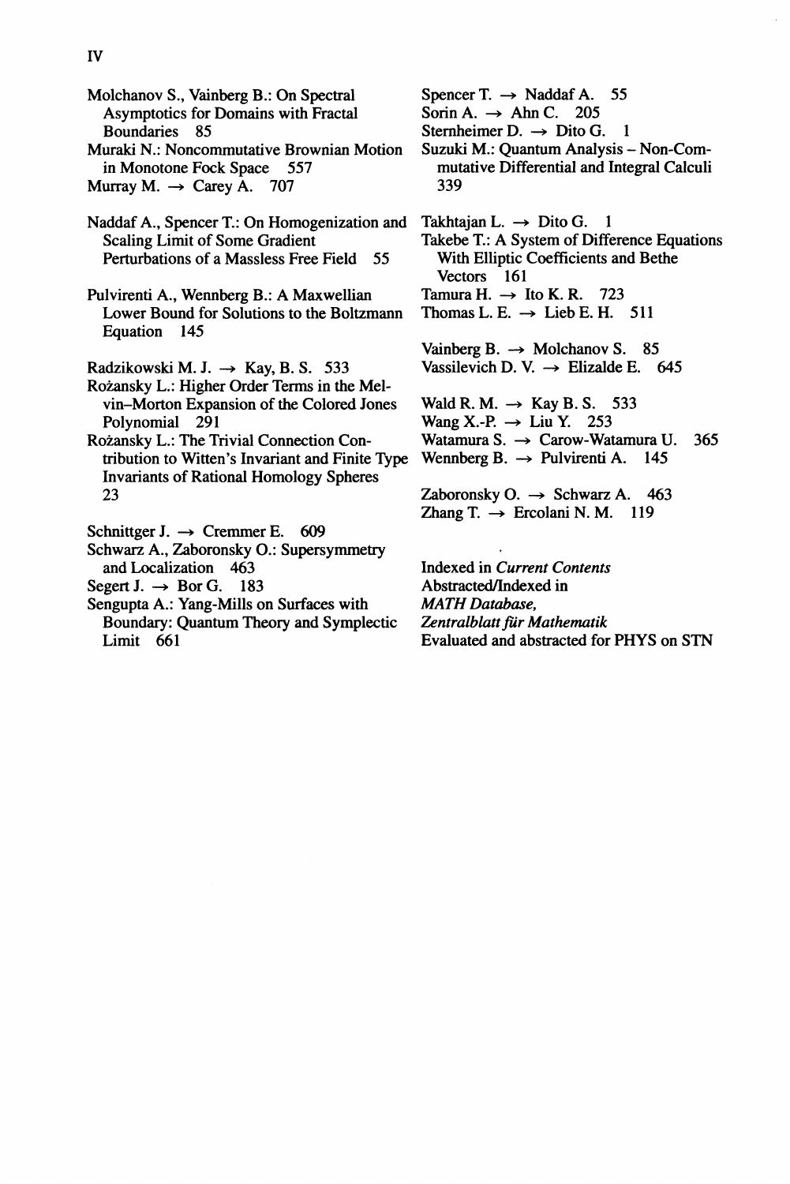Molchanov S., Vainberg B.: On Spectral Asymptotics for Domains with Fractal Boundaries 85

Muraki N.: Noncommutative Brownian Motion in Monotone Fock Space 557

Murray M. → Carey A. 707

Naddaf A., Spencer T.: On Homogenization and Scaling Limit of Some Gradient Perturbations of a Massless Free Field 55

Pulvirenti A., Wennberg B.: A Maxwellian Lower Bound for Solutions to the Boltzmann Equation 145

Radzikowski M. J. → Kay, B. S. 533

Rożansky L.: Higher Order Terms in the Melvin–Morton Expansion of the Colored Jones Polynomial 291

Rożansky L.: The Trivial Connection Contribution to Witten's Invariant and Finite Type Invariants of Rational Homology Spheres 23

Schnittger J. → Cremmer E. 609

Schwarz A., Zaboronsky O.: Supersymmetry and Localization 463

Segert J. → Bor G. 183

Sengupta A.: Yang-Mills on Surfaces with Boundary: Quantum Theory and Symplectic Limit 661

Spencer T. → Naddaf A. 55

Sorin A. → Ahn C. 205

Sternheimer D. → Dito G. 1

Suzuki M.: Quantum Analysis – Non-Commutative Differential and Integral Calculi 339

Takhtajan L. → Dito G. 1

Takebe T.: A System of Difference Equations With Elliptic Coefficients and Bethe Vectors 161

Tamura H. → Ito K. R. 723

Thomas L. E. → Lieb E. H. 511

Vainberg B. → Molchanov S. 85

Vassilevich D. V. → Elizalde E. 645

Wald R. M. → Kay B. S. 533

Wang X.-P. → Liu Y. 253

Watamura S. → Carow-Watamura U. 365

Wennberg B. → Pulvirenti A. 145

Zaboronsky O. → Schwarz A. 463

Zhang T. → Ercolani N. M. 119

Indexed in *Current Contents*
Abstracted/Indexed in
*MATH Database,*
*Zentralblatt für Mathematik*
Evaluated and abstracted for PHYS on STN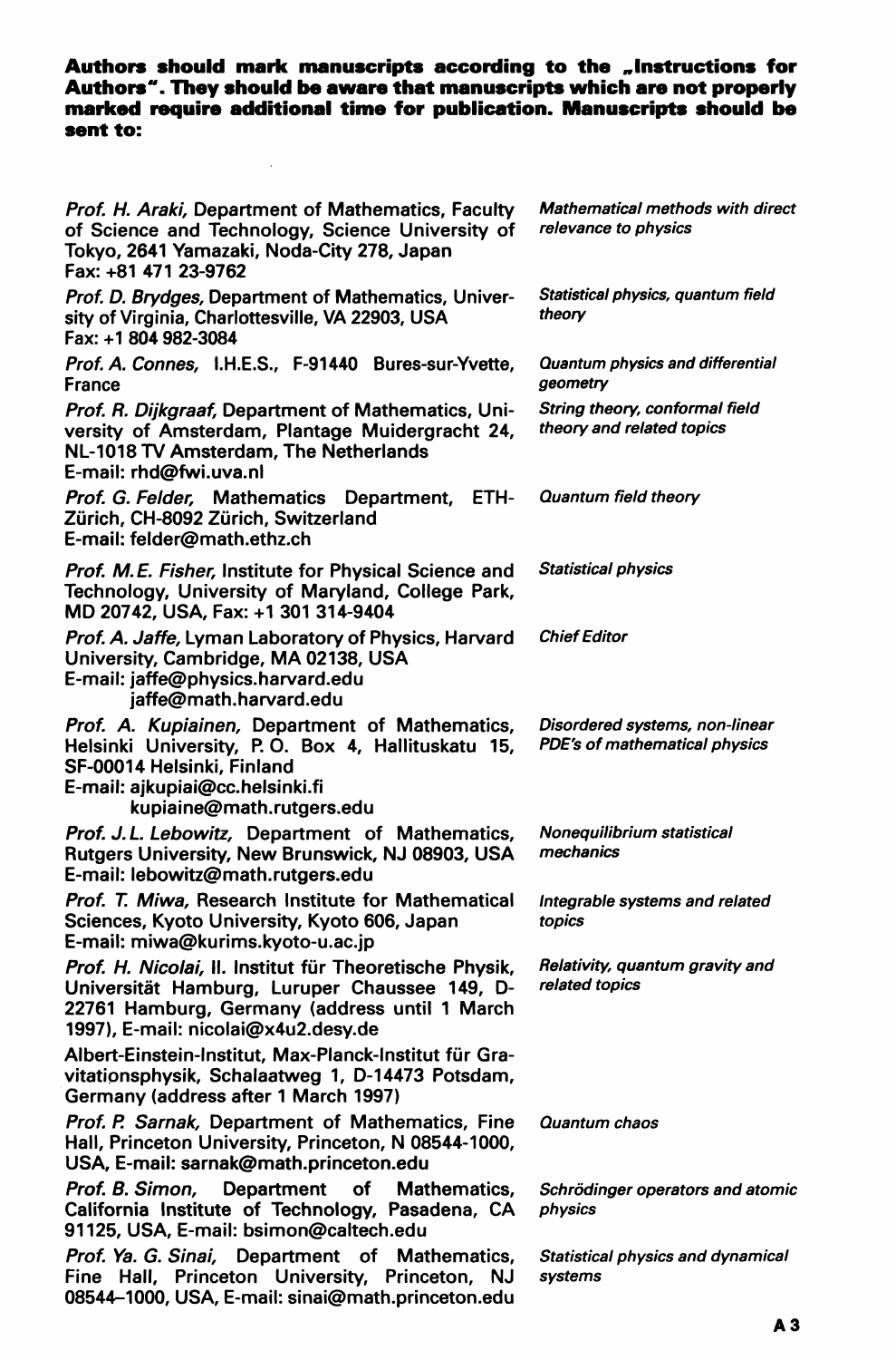**Authors should mark manuscripts according to the „Instructions for Authors". They should be aware that manuscripts which are not properly marked require additional time for publication. Manuscripts should be sent to:**

| | |
|---|---|
| *Prof. H. Araki*, Department of Mathematics, Faculty of Science and Technology, Science University of Tokyo, 2641 Yamazaki, Noda-City 278, Japan Fax: +81 471 23-9762 | *Mathematical methods with direct relevance to physics* |
| *Prof. D. Brydges*, Department of Mathematics, University of Virginia, Charlottesville, VA 22903, USA Fax: +1 804 982-3084 | *Statistical physics, quantum field theory* |
| *Prof. A. Connes*, I.H.E.S., F-91440 Bures-sur-Yvette, France | *Quantum physics and differential geometry* |
| *Prof. R. Dijkgraaf*, Department of Mathematics, University of Amsterdam, Plantage Muidergracht 24, NL-1018 TV Amsterdam, The Netherlands E-mail: rhd@fwi.uva.nl | *String theory, conformal field theory and related topics* |
| *Prof. G. Felder*, Mathematics Department, ETH-Zürich, CH-8092 Zürich, Switzerland E-mail: felder@math.ethz.ch | *Quantum field theory* |
| *Prof. M.E. Fisher*, Institute for Physical Science and Technology, University of Maryland, College Park, MD 20742, USA, Fax: +1 301 314-9404 | *Statistical physics* |
| *Prof. A. Jaffe*, Lyman Laboratory of Physics, Harvard University, Cambridge, MA 02138, USA E-mail: jaffe@physics.harvard.edu jaffe@math.harvard.edu | *Chief Editor* |
| *Prof. A. Kupiainen*, Department of Mathematics, Helsinki University, P. O. Box 4, Hallituskatu 15, SF-00014 Helsinki, Finland E-mail: ajkupiai@cc.helsinki.fi kupiaine@math.rutgers.edu | *Disordered systems, non-linear PDE's of mathematical physics* |
| *Prof. J.L. Lebowitz*, Department of Mathematics, Rutgers University, New Brunswick, NJ 08903, USA E-mail: lebowitz@math.rutgers.edu | *Nonequilibrium statistical mechanics* |
| *Prof. T. Miwa*, Research Institute for Mathematical Sciences, Kyoto University, Kyoto 606, Japan E-mail: miwa@kurims.kyoto-u.ac.jp | *Integrable systems and related topics* |
| *Prof. H. Nicolai*, II. Institut für Theoretische Physik, Universität Hamburg, Luruper Chaussee 149, D-22761 Hamburg, Germany (address until 1 March 1997), E-mail: nicolai@x4u2.desy.de Albert-Einstein-Institut, Max-Planck-Institut für Gravitationsphysik, Schlaatweg 1, D-14473 Potsdam, Germany (address after 1 March 1997) | *Relativity, quantum gravity and related topics* |
| *Prof. P. Sarnak*, Department of Mathematics, Fine Hall, Princeton University, Princeton, N 08544-1000, USA, E-mail: sarnak@math.princeton.edu | *Quantum chaos* |
| *Prof. B. Simon*, Department of Mathematics, California Institute of Technology, Pasadena, CA 91125, USA, E-mail: bsimon@caltech.edu | *Schrödinger operators and atomic physics* |
| *Prof. Ya. G. Sinai*, Department of Mathematics, Fine Hall, Princeton University, Princeton, NJ 08544–1000, USA, E-mail: sinai@math.princeton.edu | *Statistical physics and dynamical systems* |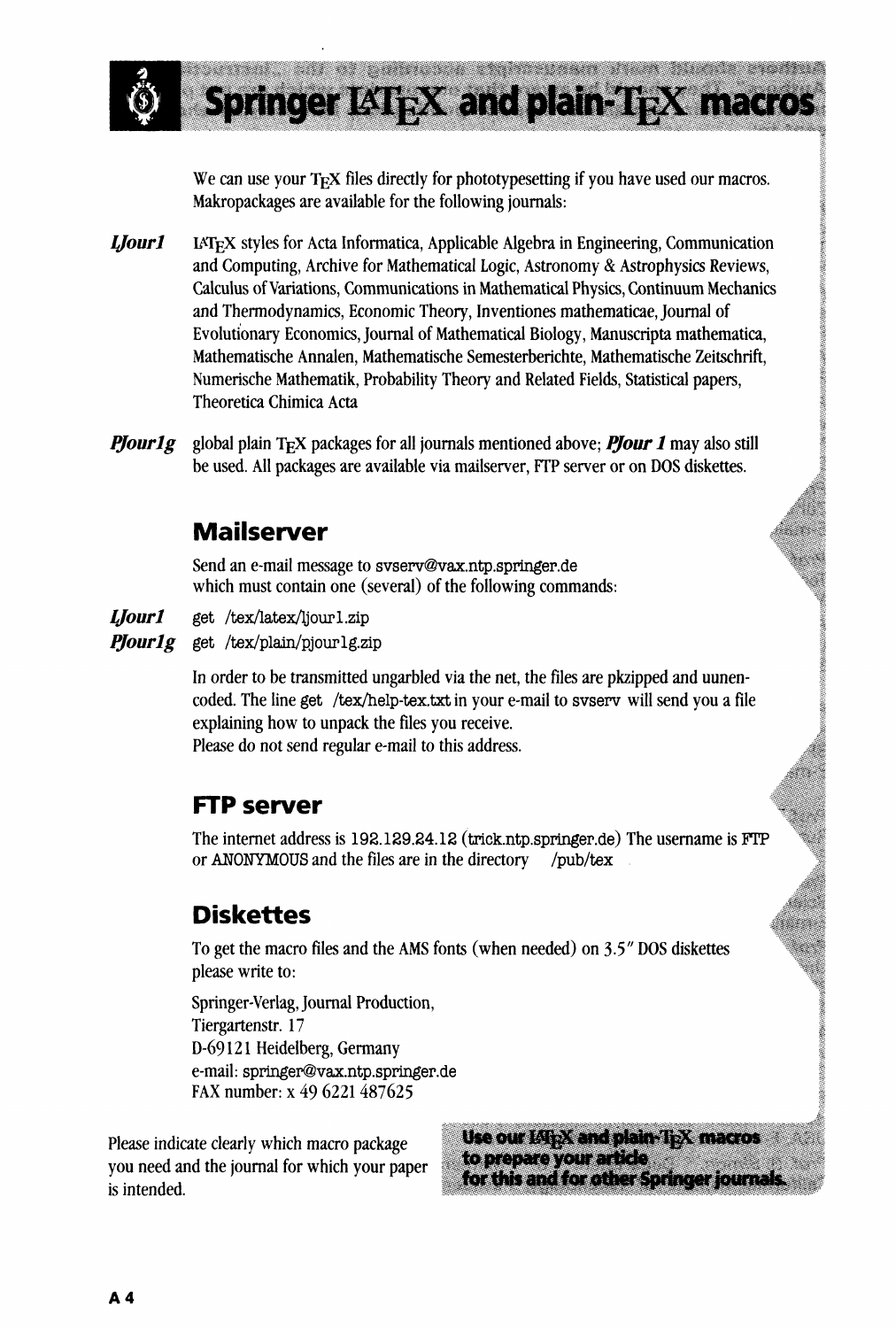# Springer LaTeX and plain-TeX macros

We can use your TeX files directly for phototypesetting if you have used our macros. Makropackages are available for the following journals:

***LJour1*** LaTeX styles for Acta Informatica, Applicable Algebra in Engineering, Communication and Computing, Archive for Mathematical Logic, Astronomy & Astrophysics Reviews, Calculus of Variations, Communications in Mathematical Physics, Continuum Mechanics and Thermodynamics, Economic Theory, Inventiones mathematicae, Journal of Evolutionary Economics, Journal of Mathematical Biology, Manuscripta mathematica, Mathematische Annalen, Mathematische Semesterberichte, Mathematische Zeitschrift, Numerische Mathematik, Probability Theory and Related Fields, Statistical papers, Theoretica Chimica Acta

***PJour1g*** global plain TeX packages for all journals mentioned above; ***PJour 1*** may also still be used. All packages are available via mailserver, FTP server or on DOS diskettes.

## Mailserver

Send an e-mail message to svserv@vax.ntp.springer.de
which must contain one (several) of the following commands:

***LJour1*** get /tex/latex/ljour1.zip
***PJour1g*** get /tex/plain/pjour1g.zip

In order to be transmitted ungarbled via the net, the files are pkzipped and uunencoded. The line get /tex/help-tex.txt in your e-mail to svserv will send you a file explaining how to unpack the files you receive.
Please do not send regular e-mail to this address.

## FTP server

The internet address is 192.129.24.12 (trick.ntp.springer.de) The username is FTP or ANONYMOUS and the files are in the directory /pub/tex

## Diskettes

To get the macro files and the AMS fonts (when needed) on 3.5″ DOS diskettes please write to:

Springer-Verlag, Journal Production,
Tiergartenstr. 17
D-69121 Heidelberg, Germany
e-mail: springer@vax.ntp.springer.de
FAX number: x 49 6221 487625

Please indicate clearly which macro package you need and the journal for which your paper is intended.

**Use our LaTeX and plain-TeX macros to prepare your article for this and for other Springer journals.**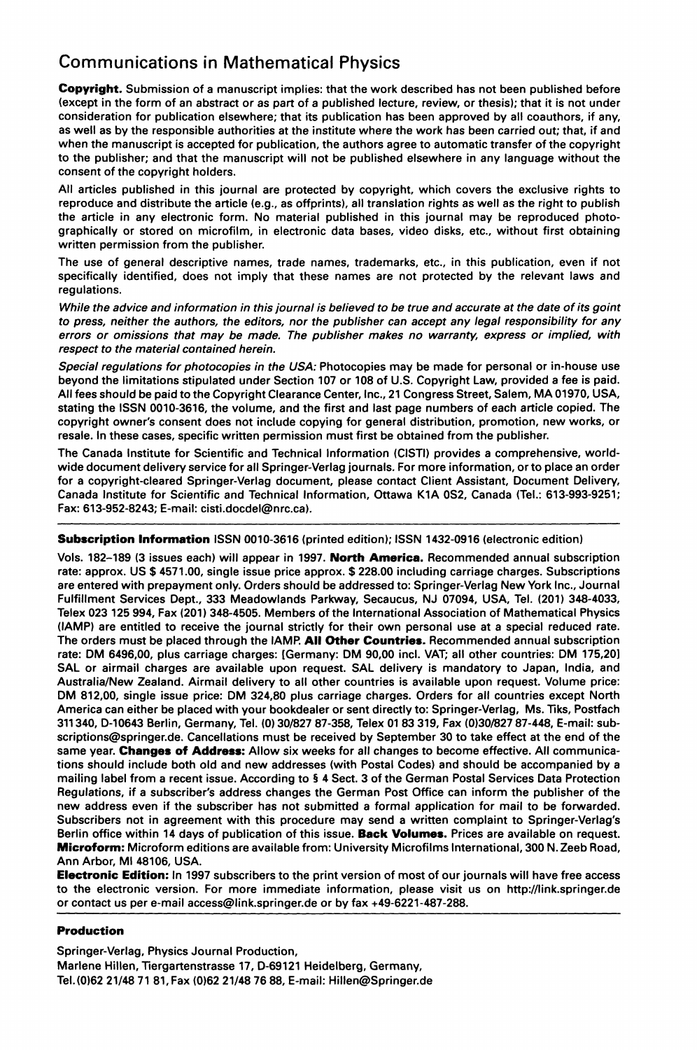# Communications in Mathematical Physics

**Copyright.** Submission of a manuscript implies: that the work described has not been published before (except in the form of an abstract or as part of a published lecture, review, or thesis); that it is not under consideration for publication elsewhere; that its publication has been approved by all coauthors, if any, as well as by the responsible authorities at the institute where the work has been carried out; that, if and when the manuscript is accepted for publication, the authors agree to automatic transfer of the copyright to the publisher; and that the manuscript will not be published elsewhere in any language without the consent of the copyright holders.

All articles published in this journal are protected by copyright, which covers the exclusive rights to reproduce and distribute the article (e.g., as offprints), all translation rights as well as the right to publish the article in any electronic form. No material published in this journal may be reproduced photographically or stored on microfilm, in electronic data bases, video disks, etc., without first obtaining written permission from the publisher.

The use of general descriptive names, trade names, trademarks, etc., in this publication, even if not specifically identified, does not imply that these names are not protected by the relevant laws and regulations.

*While the advice and information in this journal is believed to be true and accurate at the date of its goint to press, neither the authors, the editors, nor the publisher can accept any legal responsibility for any errors or omissions that may be made. The publisher makes no warranty, express or implied, with respect to the material contained herein.*

*Special regulations for photocopies in the USA:* Photocopies may be made for personal or in-house use beyond the limitations stipulated under Section 107 or 108 of U.S. Copyright Law, provided a fee is paid. All fees should be paid to the Copyright Clearance Center, Inc., 21 Congress Street, Salem, MA 01970, USA, stating the ISSN 0010-3616, the volume, and the first and last page numbers of each article copied. The copyright owner's consent does not include copying for general distribution, promotion, new works, or resale. In these cases, specific written permission must first be obtained from the publisher.

The Canada Institute for Scientific and Technical Information (CISTI) provides a comprehensive, world-wide document delivery service for all Springer-Verlag journals. For more information, or to place an order for a copyright-cleared Springer-Verlag document, please contact Client Assistant, Document Delivery, Canada Institute for Scientific and Technical Information, Ottawa K1A 0S2, Canada (Tel.: 613-993-9251; Fax: 613-952-8243; E-mail: cisti.docdel@nrc.ca).

---

**Subscription Information** ISSN 0010-3616 (printed edition); ISSN 1432-0916 (electronic edition)

Vols. 182–189 (3 issues each) will appear in 1997. **North America.** Recommended annual subscription rate: approx. US $ 4571.00, single issue price approx. $ 228.00 including carriage charges. Subscriptions are entered with prepayment only. Orders should be addressed to: Springer-Verlag New York Inc., Journal Fulfillment Services Dept., 333 Meadowlands Parkway, Secaucus, NJ 07094, USA, Tel. (201) 348-4033, Telex 023 125 994, Fax (201) 348-4505. Members of the International Association of Mathematical Physics (IAMP) are entitled to receive the journal strictly for their own personal use at a special reduced rate. The orders must be placed through the IAMP. **All Other Countries.** Recommended annual subscription rate: DM 6496,00, plus carriage charges: [Germany: DM 90,00 incl. VAT; all other countries: DM 175,20] SAL or airmail charges are available upon request. SAL delivery is mandatory to Japan, India, and Australia/New Zealand. Airmail delivery to all other countries is available upon request. Volume price: DM 812,00, single issue price: DM 324,80 plus carriage charges. Orders for all countries except North America can either be placed with your bookdealer or sent directly to: Springer-Verlag, Ms. Tiks, Postfach 311340, D-10643 Berlin, Germany, Tel. (0) 30/827 87-358, Telex 01 83 319, Fax (0)30/827 87-448, E-mail: subscriptions@springer.de. Cancellations must be received by September 30 to take effect at the end of the same year. **Changes of Address:** Allow six weeks for all changes to become effective. All communications should include both old and new addresses (with Postal Codes) and should be accompanied by a mailing label from a recent issue. According to § 4 Sect. 3 of the German Postal Services Data Protection Regulations, if a subscriber's address changes the German Post Office can inform the publisher of the new address even if the subscriber has not submitted a formal application for mail to be forwarded. Subscribers not in agreement with this procedure may send a written complaint to Springer-Verlag's Berlin office within 14 days of publication of this issue. **Back Volumes.** Prices are available on request. **Microform:** Microform editions are available from: University Microfilms International, 300 N. Zeeb Road, Ann Arbor, MI 48106, USA.

**Electronic Edition:** In 1997 subscribers to the print version of most of our journals will have free access to the electronic version. For more immediate information, please visit us on http://link.springer.de or contact us per e-mail access@link.springer.de or by fax +49-6221-487-288.

---

**Production**

Springer-Verlag, Physics Journal Production,
Marlene Hillen, Tiergartenstrasse 17, D-69121 Heidelberg, Germany,
Tel. (0)62 21/48 71 81, Fax (0)62 21/48 76 88, E-mail: Hillen@Springer.de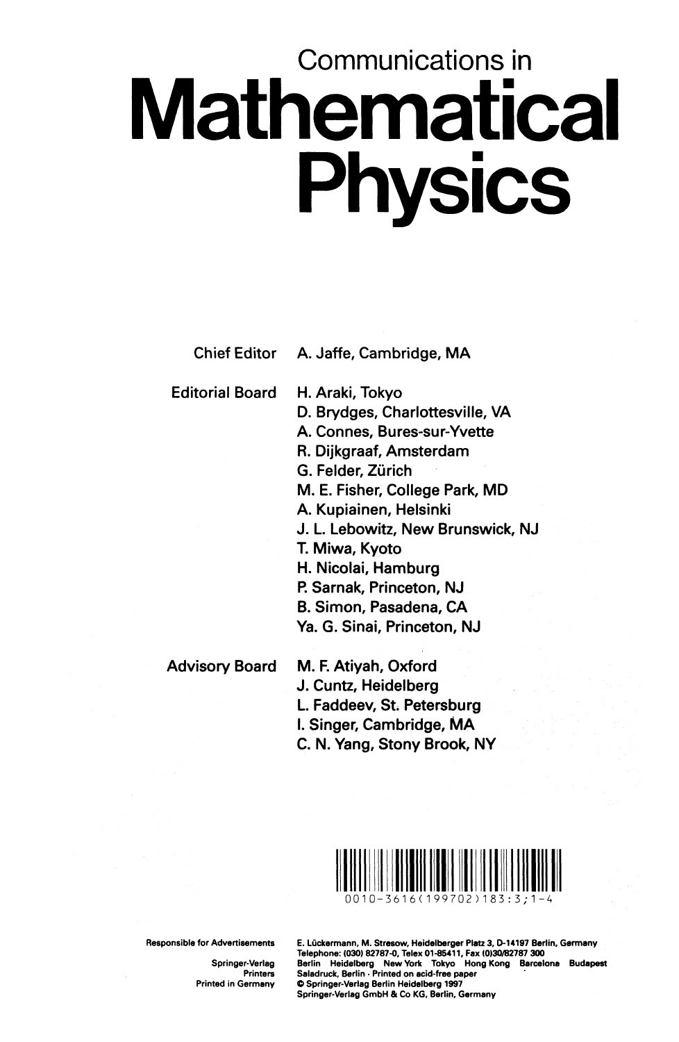Communications in

# Mathematical Physics

| | |
|---|---|
| Chief Editor | A. Jaffe, Cambridge, MA |
| Editorial Board | H. Araki, Tokyo |
| | D. Brydges, Charlottesville, VA |
| | A. Connes, Bures-sur-Yvette |
| | R. Dijkgraaf, Amsterdam |
| | G. Felder, Zürich |
| | M. E. Fisher, College Park, MD |
| | A. Kupiainen, Helsinki |
| | J. L. Lebowitz, New Brunswick, NJ |
| | T. Miwa, Kyoto |
| | H. Nicolai, Hamburg |
| | P. Sarnak, Princeton, NJ |
| | B. Simon, Pasadena, CA |
| | Ya. G. Sinai, Princeton, NJ |
| Advisory Board | M. F. Atiyah, Oxford |
| | J. Cuntz, Heidelberg |
| | L. Faddeev, St. Petersburg |
| | I. Singer, Cambridge, MA |
| | C. N. Yang, Stony Brook, NY |

0010-3616(199702)183:3;1-4

Responsible for Advertisements: E. Lückermann, M. Stresow, Heidelberger Platz 3, D-14197 Berlin, Germany
Telephone: (030) 82787-0, Telex 01-85411, Fax (0)30/82787 300

Springer-Verlag: Berlin Heidelberg New York Tokyo Hong Kong Barcelona Budapest

Printers: Saladruck, Berlin · Printed on acid-free paper

Printed in Germany: © Springer-Verlag Berlin Heidelberg 1997
Springer-Verlag GmbH & Co KG, Berlin, Germany